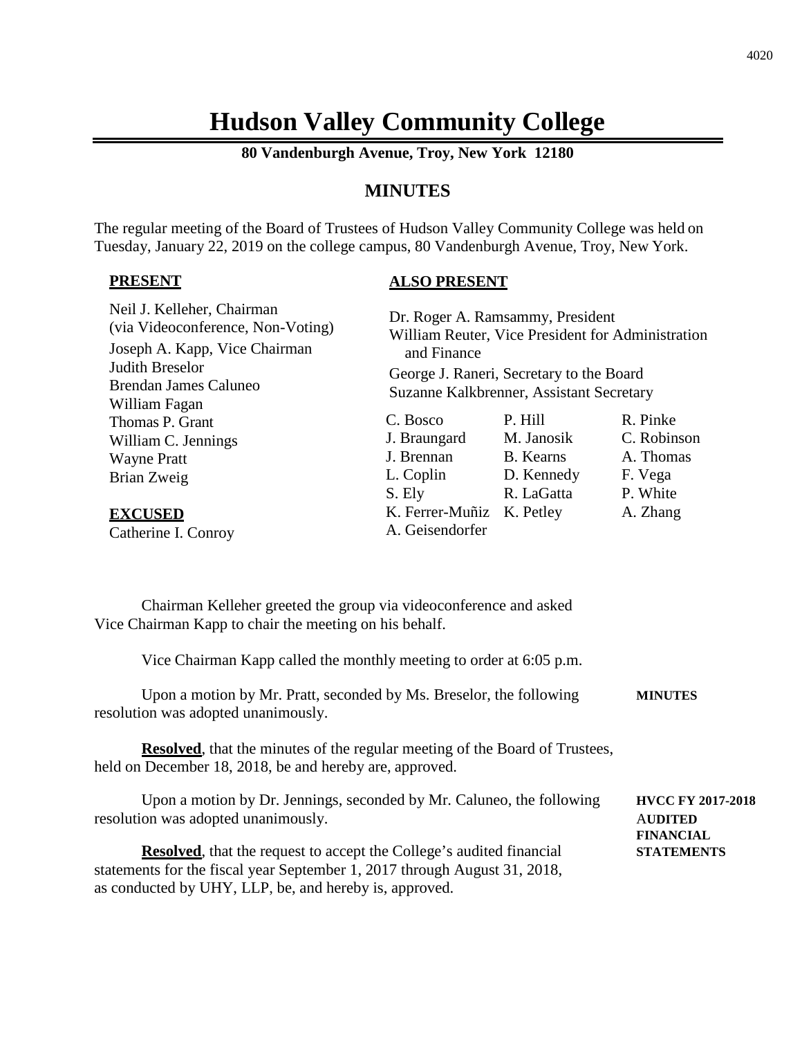# Hudson Valley Community College

**80 Vandenburgh Avenue, Troy, New York 12180**

## MINUTES

The regular meeting of the Board of Trustees of Hudson Valley Community College was held on Tuesday, January 22, 2019 on the college campus, 80 Vandenburgh Avenue, Troy, New York.

**PRESENT**

Neil J. Kelleher, Chairman (via Videoconference, Non-Voting)
Joseph A. Kapp, Vice Chairman
Judith Breselor
Brendan James Caluneo
William Fagan
Thomas P. Grant
William C. Jennings
Wayne Pratt
Brian Zweig

**EXCUSED**

Catherine I. Conroy

**ALSO PRESENT**

Dr. Roger A. Ramsammy, President
William Reuter, Vice President for Administration and Finance
George J. Raneri, Secretary to the Board
Suzanne Kalkbrenner, Assistant Secretary

| | | |
|---|---|---|
| C. Bosco | P. Hill | R. Pinke |
| J. Braungard | M. Janosik | C. Robinson |
| J. Brennan | B. Kearns | A. Thomas |
| L. Coplin | D. Kennedy | F. Vega |
| S. Ely | R. LaGatta | P. White |
| K. Ferrer-Muñiz | K. Petley | A. Zhang |
| A. Geisendorfer | | |

Chairman Kelleher greeted the group via videoconference and asked Vice Chairman Kapp to chair the meeting on his behalf.

Vice Chairman Kapp called the monthly meeting to order at 6:05 p.m.

**MINUTES**

Upon a motion by Mr. Pratt, seconded by Ms. Breselor, the following resolution was adopted unanimously.

**Resolved**, that the minutes of the regular meeting of the Board of Trustees, held on December 18, 2018, be and hereby are, approved.

**HVCC FY 2017-2018 AUDITED FINANCIAL STATEMENTS**

Upon a motion by Dr. Jennings, seconded by Mr. Caluneo, the following resolution was adopted unanimously.

**Resolved**, that the request to accept the College's audited financial statements for the fiscal year September 1, 2017 through August 31, 2018, as conducted by UHY, LLP, be, and hereby is, approved.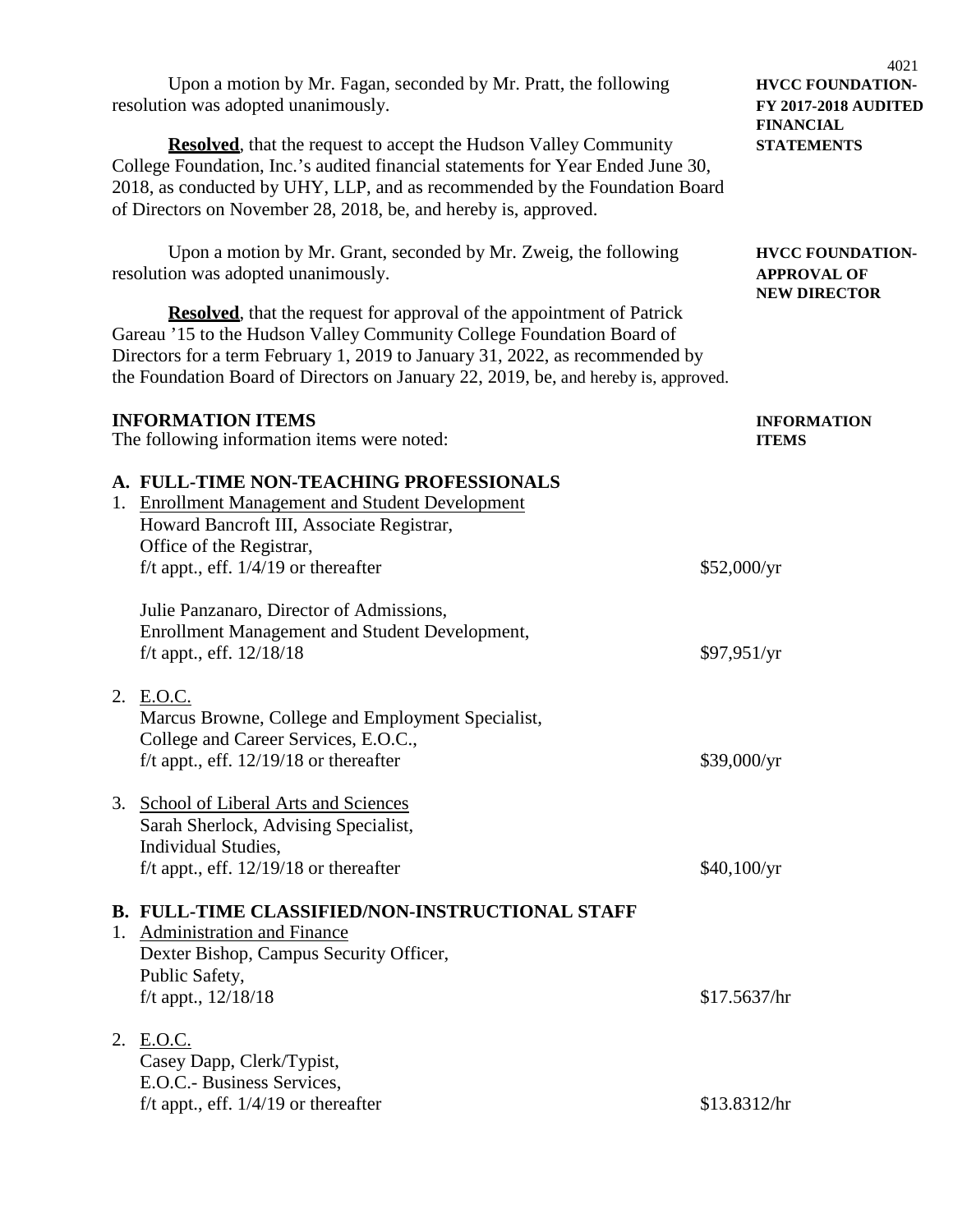Upon a motion by Mr. Fagan, seconded by Mr. Pratt, the following resolution was adopted unanimously.

**HVCC FOUNDATION-FY 2017-2018 AUDITED FINANCIAL STATEMENTS**

**Resolved**, that the request to accept the Hudson Valley Community College Foundation, Inc.'s audited financial statements for Year Ended June 30, 2018, as conducted by UHY, LLP, and as recommended by the Foundation Board of Directors on November 28, 2018, be, and hereby is, approved.

Upon a motion by Mr. Grant, seconded by Mr. Zweig, the following resolution was adopted unanimously.

**HVCC FOUNDATION-APPROVAL OF NEW DIRECTOR**

**Resolved**, that the request for approval of the appointment of Patrick Gareau '15 to the Hudson Valley Community College Foundation Board of Directors for a term February 1, 2019 to January 31, 2022, as recommended by the Foundation Board of Directors on January 22, 2019, be, and hereby is, approved.

**INFORMATION ITEMS**

**INFORMATION ITEMS**

The following information items were noted:

**A. FULL-TIME NON-TEACHING PROFESSIONALS**

1. Enrollment Management and Student Development
   Howard Bancroft III, Associate Registrar,
   Office of the Registrar,
   f/t appt., eff. 1/4/19 or thereafter — $52,000/yr

   Julie Panzanaro, Director of Admissions,
   Enrollment Management and Student Development,
   f/t appt., eff. 12/18/18 — $97,951/yr

2. E.O.C.
   Marcus Browne, College and Employment Specialist,
   College and Career Services, E.O.C.,
   f/t appt., eff. 12/19/18 or thereafter — $39,000/yr

3. School of Liberal Arts and Sciences
   Sarah Sherlock, Advising Specialist,
   Individual Studies,
   f/t appt., eff. 12/19/18 or thereafter — $40,100/yr

**B. FULL-TIME CLASSIFIED/NON-INSTRUCTIONAL STAFF**

1. Administration and Finance
   Dexter Bishop, Campus Security Officer,
   Public Safety,
   f/t appt., 12/18/18 — $17.5637/hr

2. E.O.C.
   Casey Dapp, Clerk/Typist,
   E.O.C.- Business Services,
   f/t appt., eff. 1/4/19 or thereafter — $13.8312/hr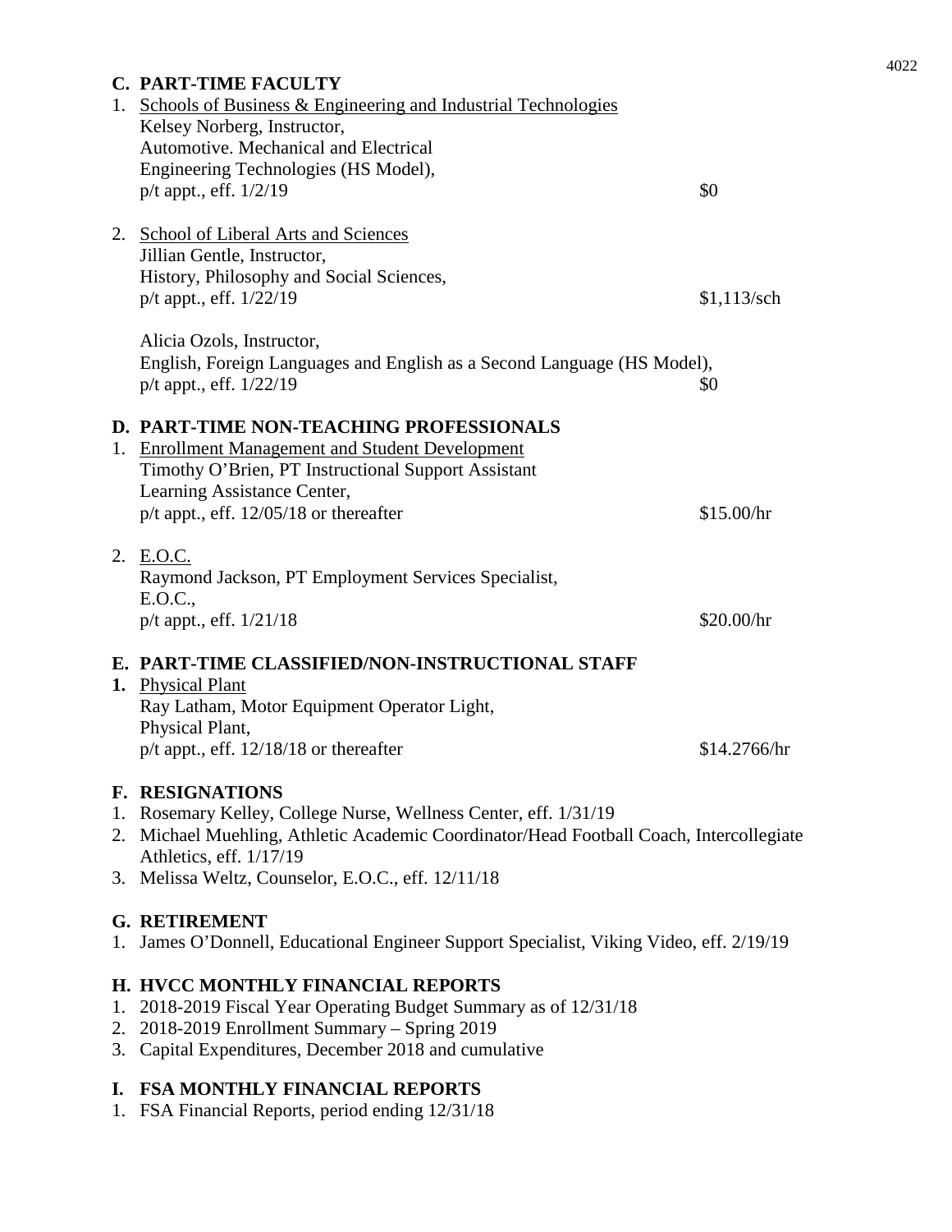## C. PART-TIME FACULTY

1. Schools of Business & Engineering and Industrial Technologies
   Kelsey Norberg, Instructor,
   Automotive. Mechanical and Electrical
   Engineering Technologies (HS Model),
   p/t appt., eff. 1/2/19 — $0

2. School of Liberal Arts and Sciences
   Jillian Gentle, Instructor,
   History, Philosophy and Social Sciences,
   p/t appt., eff. 1/22/19 — $1,113/sch

   Alicia Ozols, Instructor,
   English, Foreign Languages and English as a Second Language (HS Model),
   p/t appt., eff. 1/22/19 — $0

## D. PART-TIME NON-TEACHING PROFESSIONALS

1. Enrollment Management and Student Development
   Timothy O'Brien, PT Instructional Support Assistant
   Learning Assistance Center,
   p/t appt., eff. 12/05/18 or thereafter — $15.00/hr

2. E.O.C.
   Raymond Jackson, PT Employment Services Specialist,
   E.O.C.,
   p/t appt., eff. 1/21/18 — $20.00/hr

## E. PART-TIME CLASSIFIED/NON-INSTRUCTIONAL STAFF

1. Physical Plant
   Ray Latham, Motor Equipment Operator Light,
   Physical Plant,
   p/t appt., eff. 12/18/18 or thereafter — $14.2766/hr

## F. RESIGNATIONS

1. Rosemary Kelley, College Nurse, Wellness Center, eff. 1/31/19
2. Michael Muehling, Athletic Academic Coordinator/Head Football Coach, Intercollegiate Athletics, eff. 1/17/19
3. Melissa Weltz, Counselor, E.O.C., eff. 12/11/18

## G. RETIREMENT

1. James O'Donnell, Educational Engineer Support Specialist, Viking Video, eff. 2/19/19

## H. HVCC MONTHLY FINANCIAL REPORTS

1. 2018-2019 Fiscal Year Operating Budget Summary as of 12/31/18
2. 2018-2019 Enrollment Summary – Spring 2019
3. Capital Expenditures, December 2018 and cumulative

## I. FSA MONTHLY FINANCIAL REPORTS

1. FSA Financial Reports, period ending 12/31/18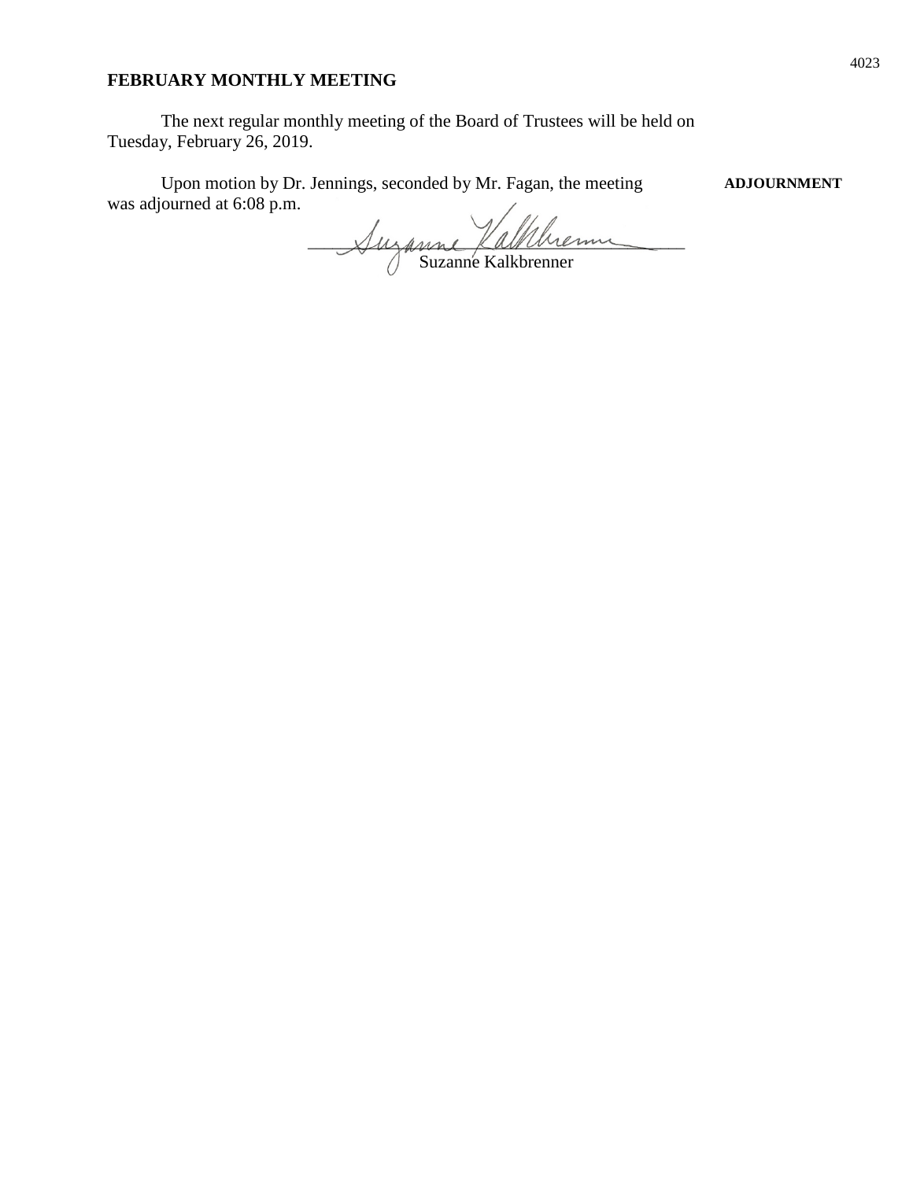**FEBRUARY MONTHLY MEETING**

The next regular monthly meeting of the Board of Trustees will be held on Tuesday, February 26, 2019.

**ADJOURNMENT**

Upon motion by Dr. Jennings, seconded by Mr. Fagan, the meeting was adjourned at 6:08 p.m.

Suzanne Kalkbrenner